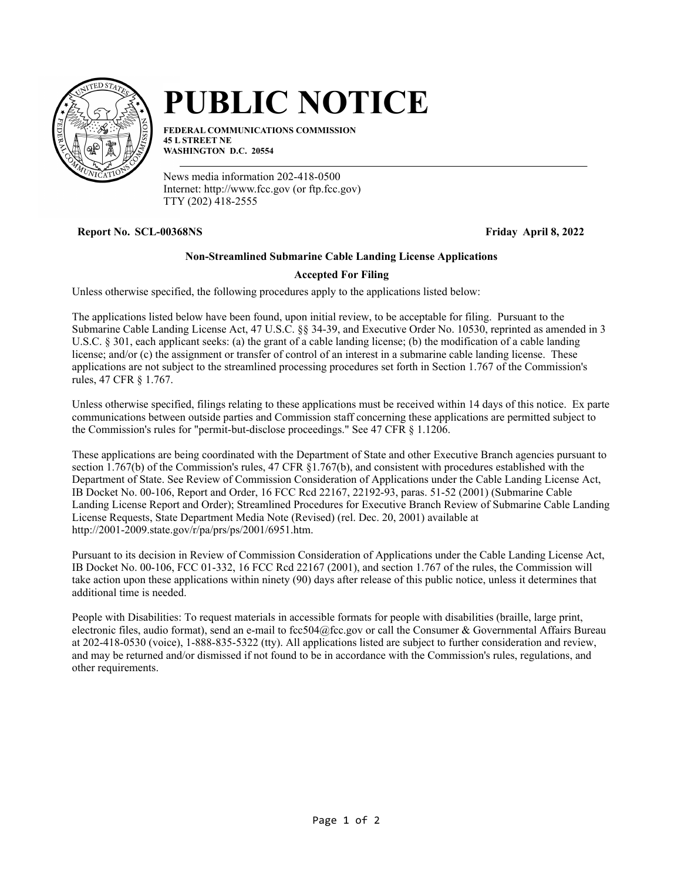# PUBLIC NOTICE

**FEDERAL COMMUNICATIONS COMMISSION**
**45 L STREET NE**
**WASHINGTON D.C. 20554**

News media information 202-418-0500
Internet: http://www.fcc.gov (or ftp.fcc.gov)
TTY (202) 418-2555

**Report No. SCL-00368NS** **Friday April 8, 2022**

**Non-Streamlined Submarine Cable Landing License Applications**

**Accepted For Filing**

Unless otherwise specified, the following procedures apply to the applications listed below:

The applications listed below have been found, upon initial review, to be acceptable for filing. Pursuant to the Submarine Cable Landing License Act, 47 U.S.C. §§ 34-39, and Executive Order No. 10530, reprinted as amended in 3 U.S.C. § 301, each applicant seeks: (a) the grant of a cable landing license; (b) the modification of a cable landing license; and/or (c) the assignment or transfer of control of an interest in a submarine cable landing license. These applications are not subject to the streamlined processing procedures set forth in Section 1.767 of the Commission's rules, 47 CFR § 1.767.

Unless otherwise specified, filings relating to these applications must be received within 14 days of this notice. Ex parte communications between outside parties and Commission staff concerning these applications are permitted subject to the Commission's rules for "permit-but-disclose proceedings." See 47 CFR § 1.1206.

These applications are being coordinated with the Department of State and other Executive Branch agencies pursuant to section 1.767(b) of the Commission's rules, 47 CFR §1.767(b), and consistent with procedures established with the Department of State. See Review of Commission Consideration of Applications under the Cable Landing License Act, IB Docket No. 00-106, Report and Order, 16 FCC Rcd 22167, 22192-93, paras. 51-52 (2001) (Submarine Cable Landing License Report and Order); Streamlined Procedures for Executive Branch Review of Submarine Cable Landing License Requests, State Department Media Note (Revised) (rel. Dec. 20, 2001) available at http://2001-2009.state.gov/r/pa/prs/ps/2001/6951.htm.

Pursuant to its decision in Review of Commission Consideration of Applications under the Cable Landing License Act, IB Docket No. 00-106, FCC 01-332, 16 FCC Rcd 22167 (2001), and section 1.767 of the rules, the Commission will take action upon these applications within ninety (90) days after release of this public notice, unless it determines that additional time is needed.

People with Disabilities: To request materials in accessible formats for people with disabilities (braille, large print, electronic files, audio format), send an e-mail to fcc504@fcc.gov or call the Consumer & Governmental Affairs Bureau at 202-418-0530 (voice), 1-888-835-5322 (tty). All applications listed are subject to further consideration and review, and may be returned and/or dismissed if not found to be in accordance with the Commission's rules, regulations, and other requirements.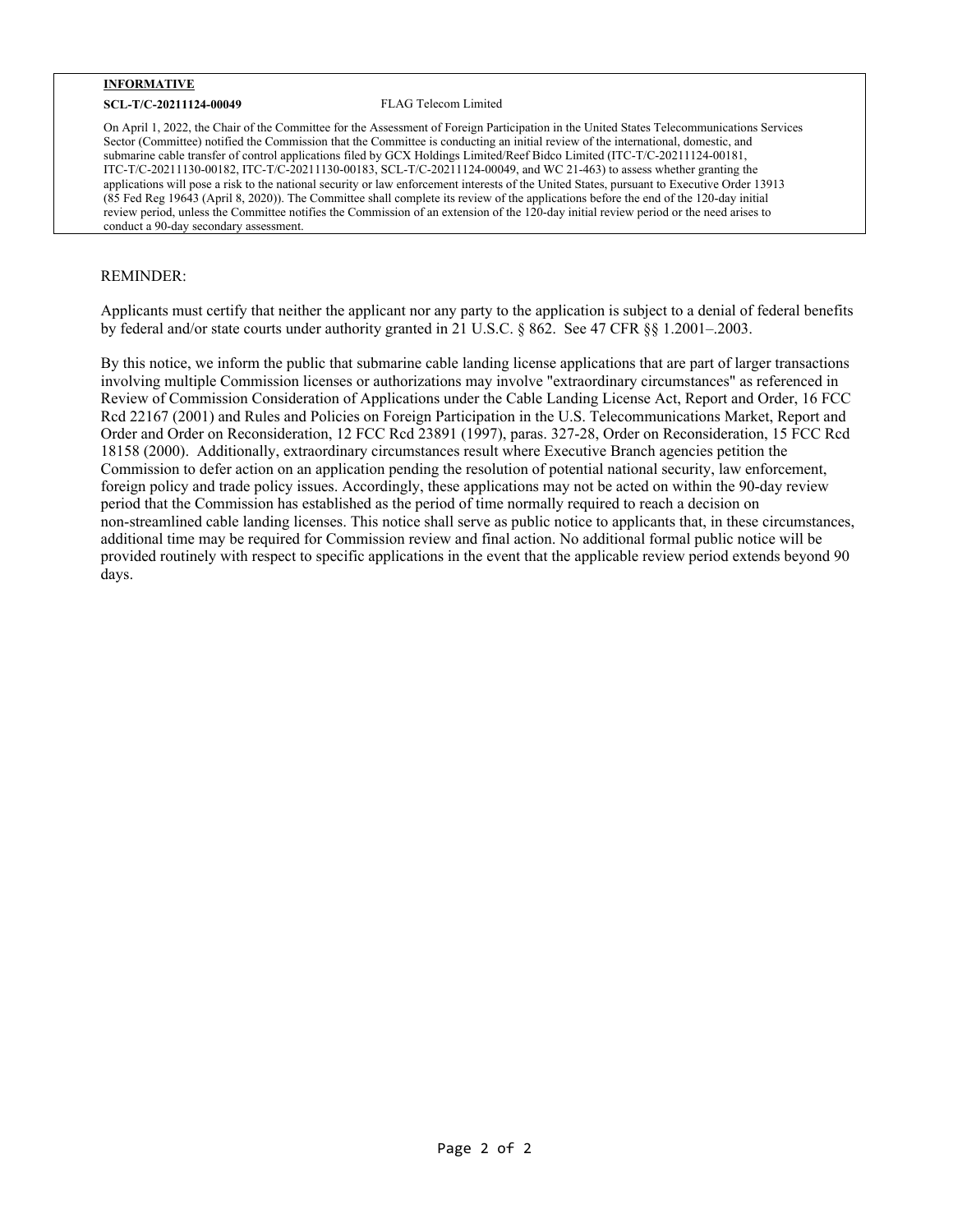**INFORMATIVE**

**SCL-T/C-20211124-00049** FLAG Telecom Limited

On April 1, 2022, the Chair of the Committee for the Assessment of Foreign Participation in the United States Telecommunications Services Sector (Committee) notified the Commission that the Committee is conducting an initial review of the international, domestic, and submarine cable transfer of control applications filed by GCX Holdings Limited/Reef Bidco Limited (ITC-T/C-20211124-00181, ITC-T/C-20211130-00182, ITC-T/C-20211130-00183, SCL-T/C-20211124-00049, and WC 21-463) to assess whether granting the applications will pose a risk to the national security or law enforcement interests of the United States, pursuant to Executive Order 13913 (85 Fed Reg 19643 (April 8, 2020)). The Committee shall complete its review of the applications before the end of the 120-day initial review period, unless the Committee notifies the Commission of an extension of the 120-day initial review period or the need arises to conduct a 90-day secondary assessment.

REMINDER:

Applicants must certify that neither the applicant nor any party to the application is subject to a denial of federal benefits by federal and/or state courts under authority granted in 21 U.S.C. § 862. See 47 CFR §§ 1.2001–.2003.

By this notice, we inform the public that submarine cable landing license applications that are part of larger transactions involving multiple Commission licenses or authorizations may involve "extraordinary circumstances" as referenced in Review of Commission Consideration of Applications under the Cable Landing License Act, Report and Order, 16 FCC Rcd 22167 (2001) and Rules and Policies on Foreign Participation in the U.S. Telecommunications Market, Report and Order and Order on Reconsideration, 12 FCC Rcd 23891 (1997), paras. 327-28, Order on Reconsideration, 15 FCC Rcd 18158 (2000). Additionally, extraordinary circumstances result where Executive Branch agencies petition the Commission to defer action on an application pending the resolution of potential national security, law enforcement, foreign policy and trade policy issues. Accordingly, these applications may not be acted on within the 90-day review period that the Commission has established as the period of time normally required to reach a decision on non-streamlined cable landing licenses. This notice shall serve as public notice to applicants that, in these circumstances, additional time may be required for Commission review and final action. No additional formal public notice will be provided routinely with respect to specific applications in the event that the applicable review period extends beyond 90 days.